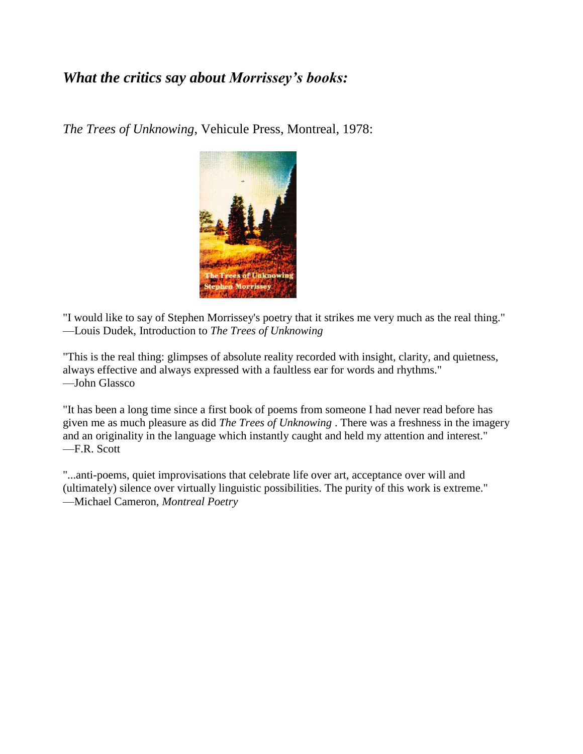## *What the critics say about Morrissey's books:*

*The Trees of Unknowing*, Vehicule Press, Montreal, 1978:

"I would like to say of Stephen Morrissey's poetry that it strikes me very much as the real thing."
—Louis Dudek, Introduction to *The Trees of Unknowing*

"This is the real thing: glimpses of absolute reality recorded with insight, clarity, and quietness, always effective and always expressed with a faultless ear for words and rhythms."
—John Glassco

"It has been a long time since a first book of poems from someone I had never read before has given me as much pleasure as did *The Trees of Unknowing* . There was a freshness in the imagery and an originality in the language which instantly caught and held my attention and interest."
—F.R. Scott

"...anti-poems, quiet improvisations that celebrate life over art, acceptance over will and (ultimately) silence over virtually linguistic possibilities. The purity of this work is extreme."
—Michael Cameron, *Montreal Poetry*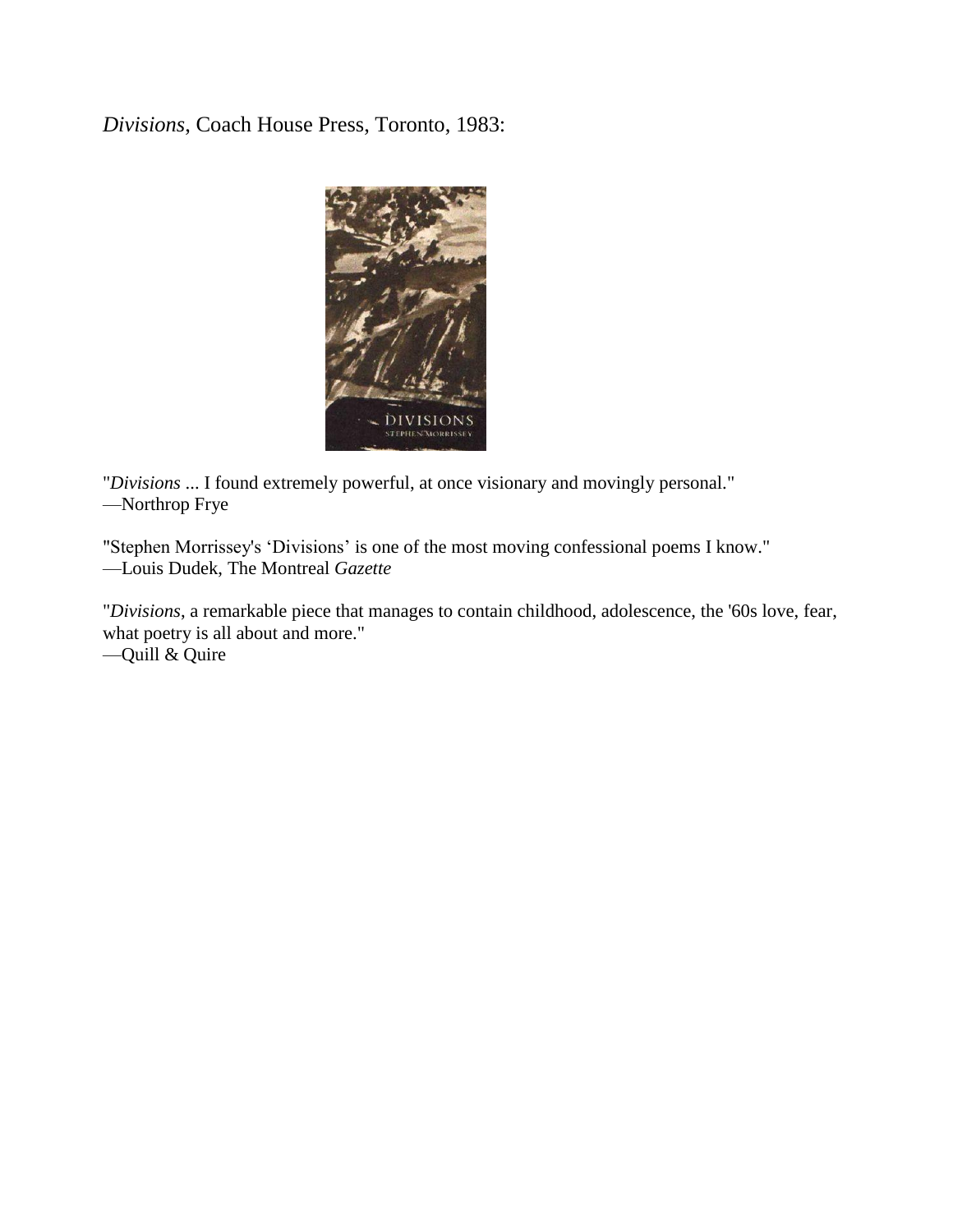*Divisions*, Coach House Press, Toronto, 1983:

"*Divisions* ... I found extremely powerful, at once visionary and movingly personal."
—Northrop Frye

"Stephen Morrissey's 'Divisions' is one of the most moving confessional poems I know."
—Louis Dudek, The Montreal *Gazette*

"*Divisions*, a remarkable piece that manages to contain childhood, adolescence, the '60s love, fear, what poetry is all about and more."
—Quill & Quire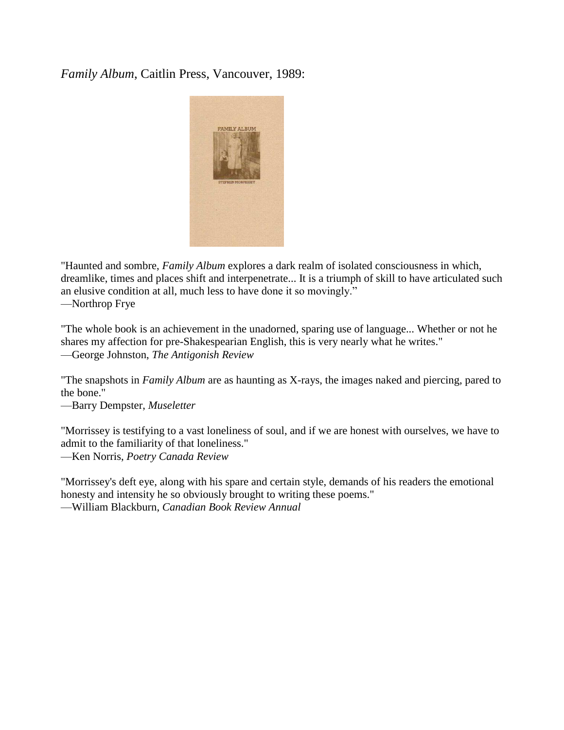*Family Album*, Caitlin Press, Vancouver, 1989:

"Haunted and sombre, *Family Album* explores a dark realm of isolated consciousness in which, dreamlike, times and places shift and interpenetrate... It is a triumph of skill to have articulated such an elusive condition at all, much less to have done it so movingly."
—Northrop Frye

"The whole book is an achievement in the unadorned, sparing use of language... Whether or not he shares my affection for pre-Shakespearian English, this is very nearly what he writes."
—George Johnston, *The Antigonish Review*

"The snapshots in *Family Album* are as haunting as X-rays, the images naked and piercing, pared to the bone."
—Barry Dempster, *Museletter*

"Morrissey is testifying to a vast loneliness of soul, and if we are honest with ourselves, we have to admit to the familiarity of that loneliness."
—Ken Norris, *Poetry Canada Review*

"Morrissey's deft eye, along with his spare and certain style, demands of his readers the emotional honesty and intensity he so obviously brought to writing these poems."
—William Blackburn, *Canadian Book Review Annual*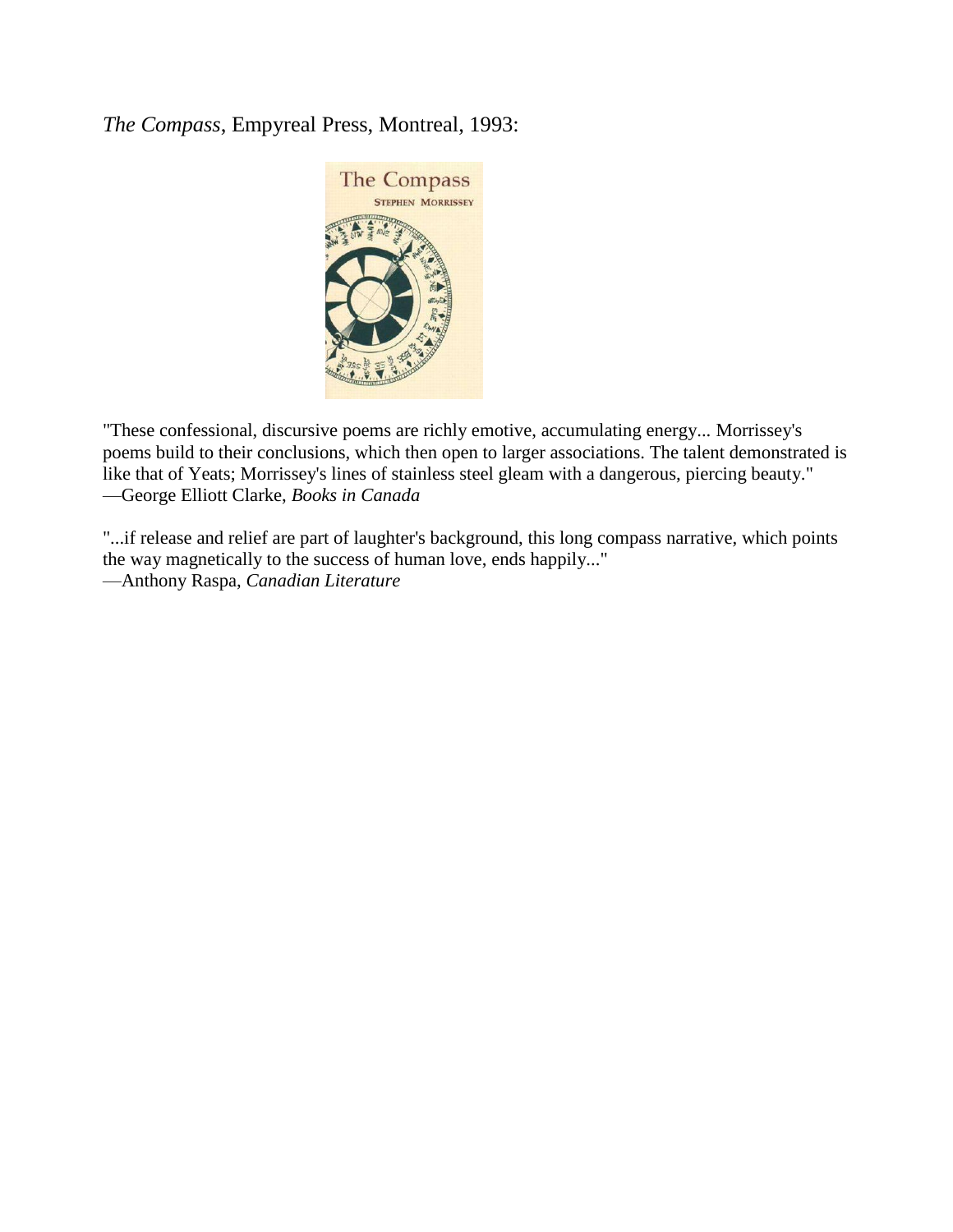*The Compass*, Empyreal Press, Montreal, 1993:

"These confessional, discursive poems are richly emotive, accumulating energy... Morrissey's poems build to their conclusions, which then open to larger associations. The talent demonstrated is like that of Yeats; Morrissey's lines of stainless steel gleam with a dangerous, piercing beauty."
—George Elliott Clarke, *Books in Canada*

"...if release and relief are part of laughter's background, this long compass narrative, which points the way magnetically to the success of human love, ends happily..."
—Anthony Raspa, *Canadian Literature*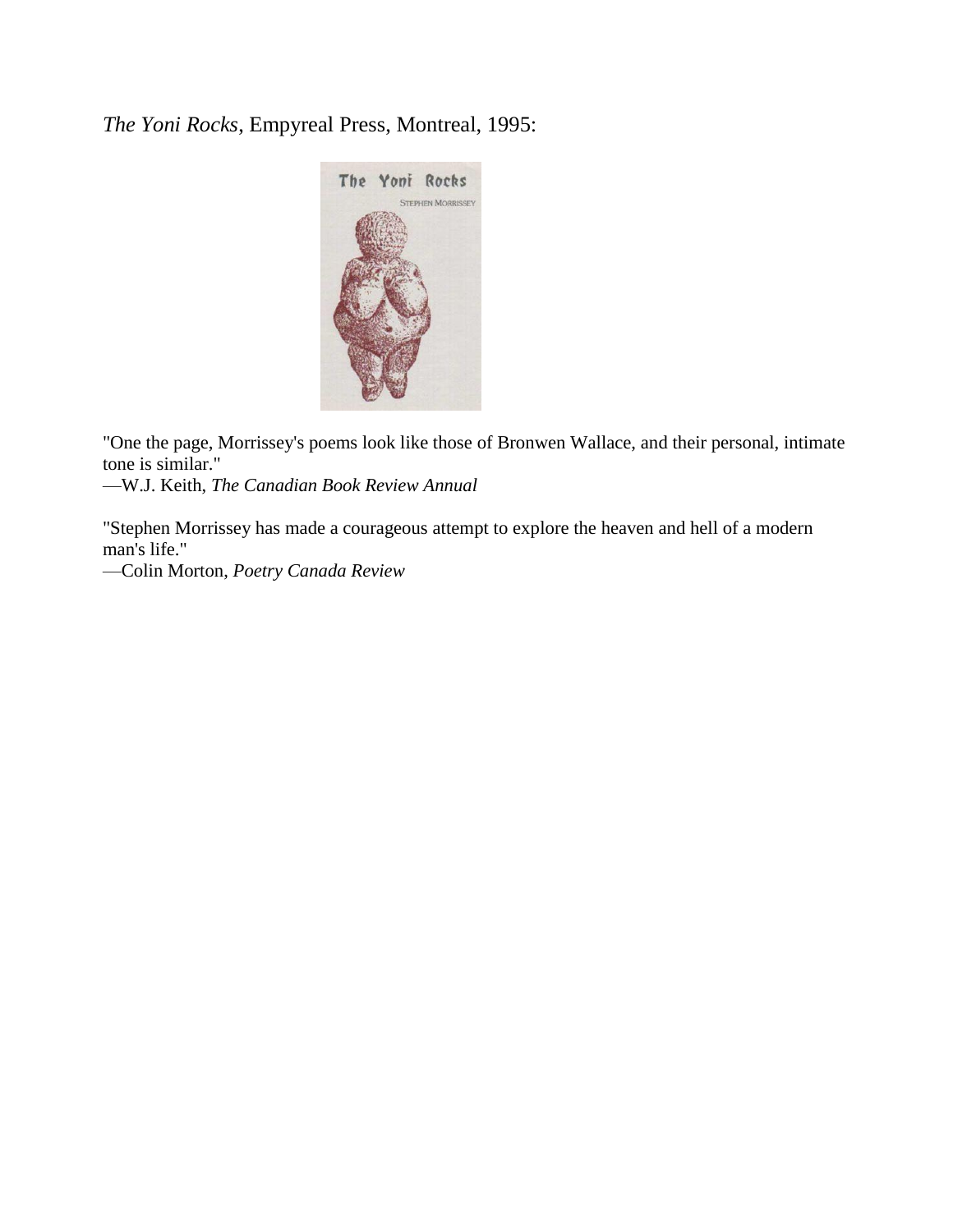*The Yoni Rocks*, Empyreal Press, Montreal, 1995:

"One the page, Morrissey's poems look like those of Bronwen Wallace, and their personal, intimate tone is similar."
—W.J. Keith, *The Canadian Book Review Annual*

"Stephen Morrissey has made a courageous attempt to explore the heaven and hell of a modern man's life."
—Colin Morton, *Poetry Canada Review*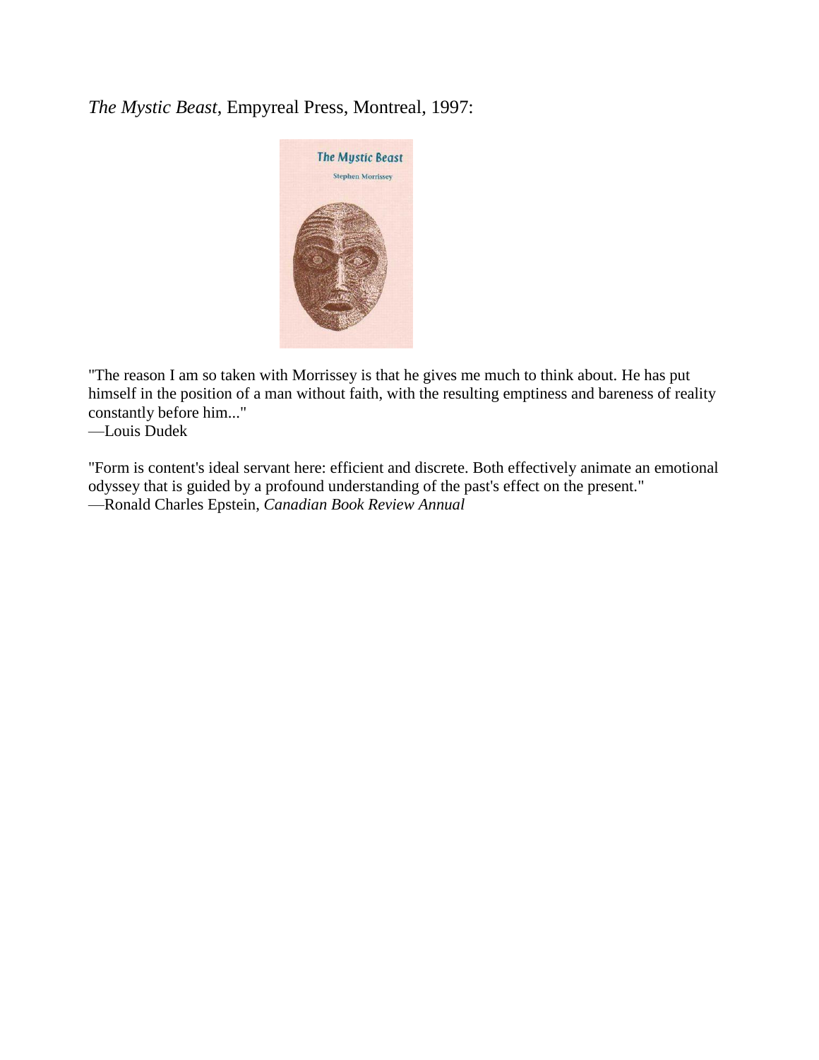*The Mystic Beast*, Empyreal Press, Montreal, 1997:

"The reason I am so taken with Morrissey is that he gives me much to think about. He has put himself in the position of a man without faith, with the resulting emptiness and bareness of reality constantly before him..."
—Louis Dudek

"Form is content's ideal servant here: efficient and discrete. Both effectively animate an emotional odyssey that is guided by a profound understanding of the past's effect on the present."
—Ronald Charles Epstein, *Canadian Book Review Annual*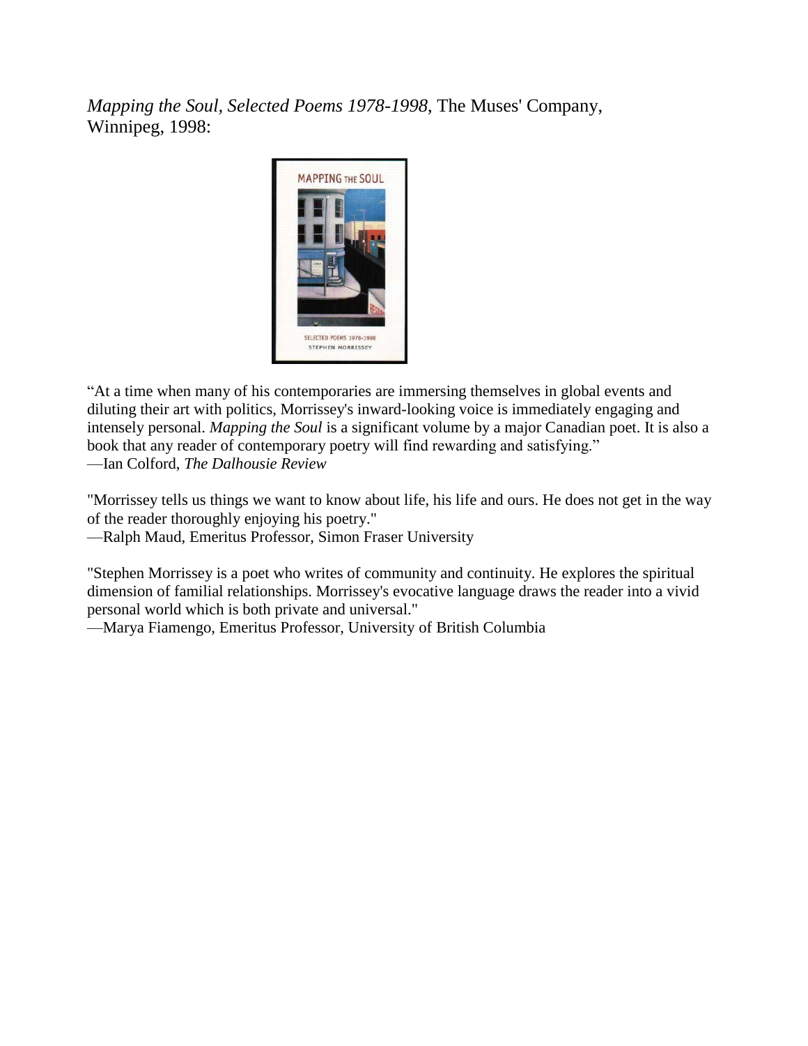*Mapping the Soul, Selected Poems 1978-1998*, The Muses' Company, Winnipeg, 1998:

"At a time when many of his contemporaries are immersing themselves in global events and diluting their art with politics, Morrissey's inward-looking voice is immediately engaging and intensely personal. *Mapping the Soul* is a significant volume by a major Canadian poet. It is also a book that any reader of contemporary poetry will find rewarding and satisfying."
—Ian Colford, *The Dalhousie Review*

"Morrissey tells us things we want to know about life, his life and ours. He does not get in the way of the reader thoroughly enjoying his poetry."
—Ralph Maud, Emeritus Professor, Simon Fraser University

"Stephen Morrissey is a poet who writes of community and continuity. He explores the spiritual dimension of familial relationships. Morrissey's evocative language draws the reader into a vivid personal world which is both private and universal."
—Marya Fiamengo, Emeritus Professor, University of British Columbia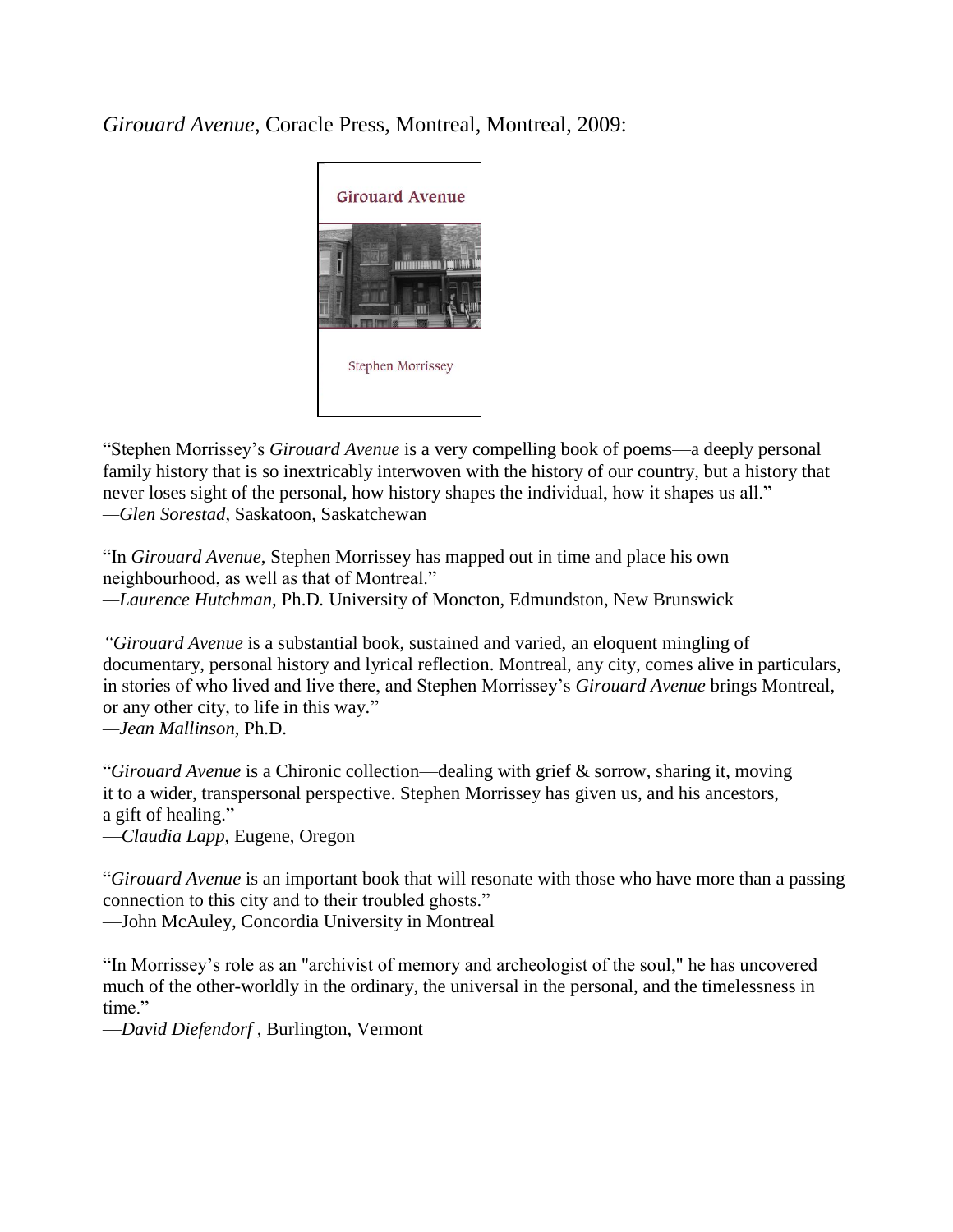*Girouard Avenue*, Coracle Press, Montreal, Montreal, 2009:

"Stephen Morrissey's *Girouard Avenue* is a very compelling book of poems—a deeply personal family history that is so inextricably interwoven with the history of our country, but a history that never loses sight of the personal, how history shapes the individual, how it shapes us all."
—*Glen Sorestad*, Saskatoon, Saskatchewan

"In *Girouard Avenue*, Stephen Morrissey has mapped out in time and place his own neighbourhood, as well as that of Montreal."
—*Laurence Hutchman,* Ph.D. University of Moncton, Edmundston, New Brunswick

*"Girouard Avenue* is a substantial book, sustained and varied, an eloquent mingling of documentary, personal history and lyrical reflection. Montreal, any city, comes alive in particulars, in stories of who lived and live there, and Stephen Morrissey's *Girouard Avenue* brings Montreal, or any other city, to life in this way."
—*Jean Mallinson*, Ph.D.

"*Girouard Avenue* is a Chironic collection—dealing with grief & sorrow, sharing it, moving it to a wider, transpersonal perspective. Stephen Morrissey has given us, and his ancestors, a gift of healing."
—*Claudia Lapp*, Eugene, Oregon

"*Girouard Avenue* is an important book that will resonate with those who have more than a passing connection to this city and to their troubled ghosts."
—John McAuley, Concordia University in Montreal

"In Morrissey's role as an "archivist of memory and archeologist of the soul," he has uncovered much of the other-worldly in the ordinary, the universal in the personal, and the timelessness in time."
—*David Diefendorf* , Burlington, Vermont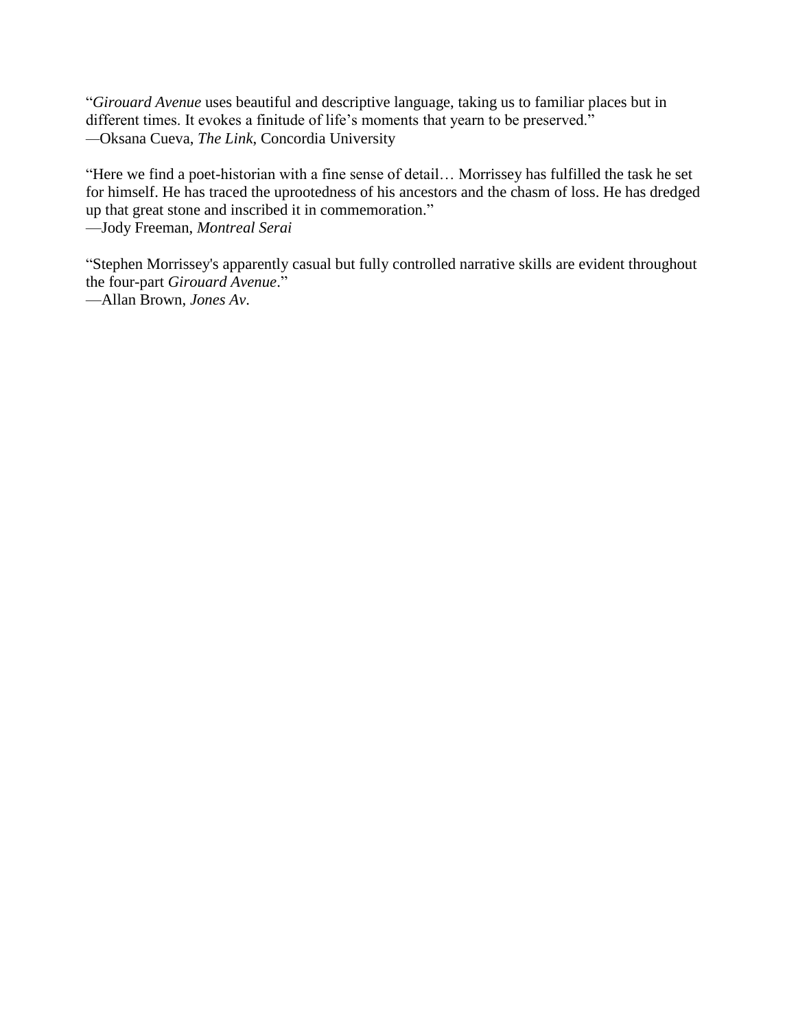"*Girouard Avenue* uses beautiful and descriptive language, taking us to familiar places but in different times. It evokes a finitude of life's moments that yearn to be preserved."
—Oksana Cueva, *The Link*, Concordia University

"Here we find a poet-historian with a fine sense of detail… Morrissey has fulfilled the task he set for himself. He has traced the uprootedness of his ancestors and the chasm of loss. He has dredged up that great stone and inscribed it in commemoration."
—Jody Freeman, *Montreal Serai*

"Stephen Morrissey's apparently casual but fully controlled narrative skills are evident throughout the four-part *Girouard Avenue*."
—Allan Brown, *Jones Av*.